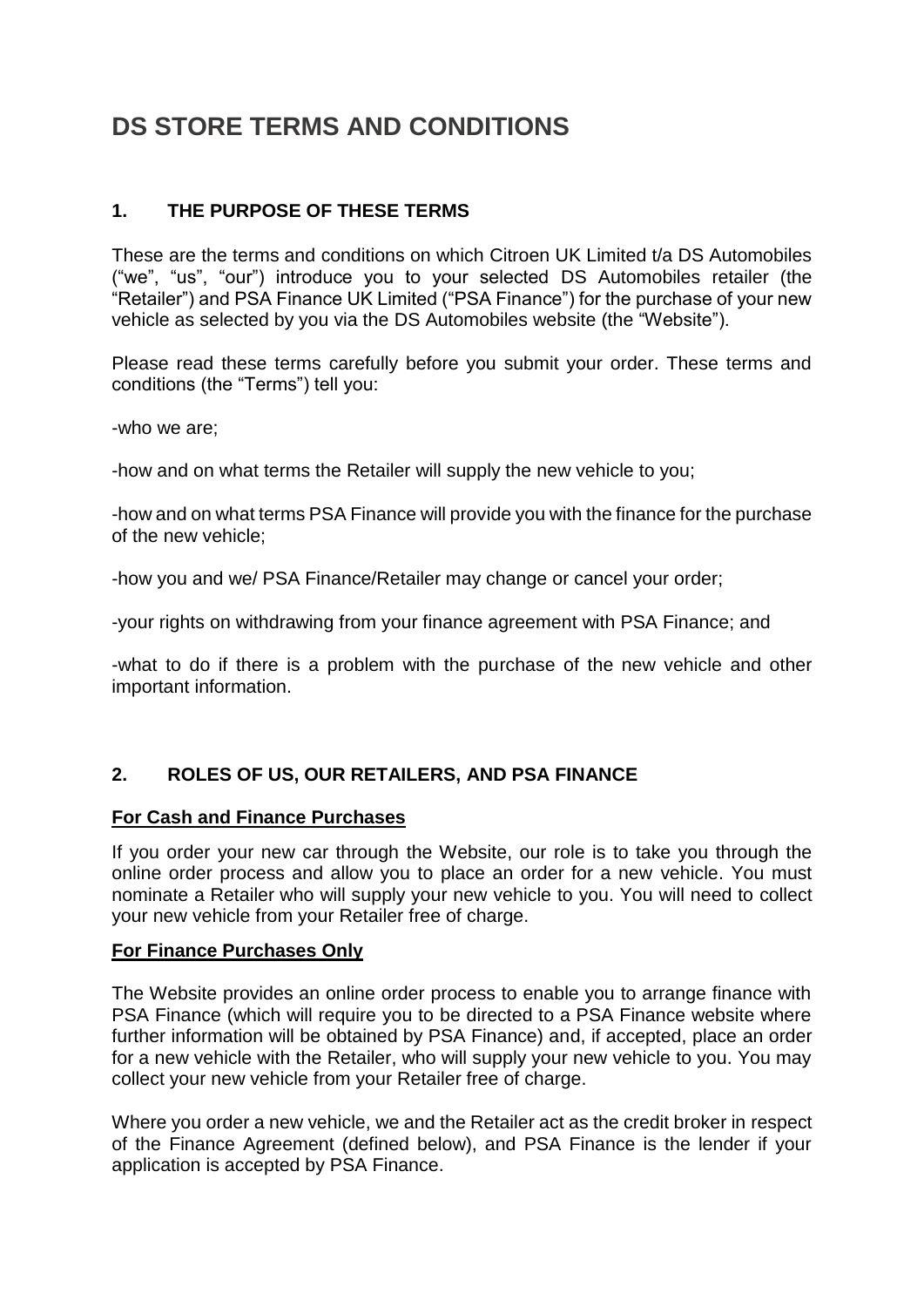# DS STORE TERMS AND CONDITIONS

## 1. THE PURPOSE OF THESE TERMS

These are the terms and conditions on which Citroen UK Limited t/a DS Automobiles ("we", "us", "our") introduce you to your selected DS Automobiles retailer (the "Retailer") and PSA Finance UK Limited ("PSA Finance") for the purchase of your new vehicle as selected by you via the DS Automobiles website (the "Website").

Please read these terms carefully before you submit your order. These terms and conditions (the "Terms") tell you:

-who we are;

-how and on what terms the Retailer will supply the new vehicle to you;

-how and on what terms PSA Finance will provide you with the finance for the purchase of the new vehicle;

-how you and we/ PSA Finance/Retailer may change or cancel your order;

-your rights on withdrawing from your finance agreement with PSA Finance; and

-what to do if there is a problem with the purchase of the new vehicle and other important information.

## 2. ROLES OF US, OUR RETAILERS, AND PSA FINANCE

**For Cash and Finance Purchases**

If you order your new car through the Website, our role is to take you through the online order process and allow you to place an order for a new vehicle. You must nominate a Retailer who will supply your new vehicle to you. You will need to collect your new vehicle from your Retailer free of charge.

**For Finance Purchases Only**

The Website provides an online order process to enable you to arrange finance with PSA Finance (which will require you to be directed to a PSA Finance website where further information will be obtained by PSA Finance) and, if accepted, place an order for a new vehicle with the Retailer, who will supply your new vehicle to you. You may collect your new vehicle from your Retailer free of charge.

Where you order a new vehicle, we and the Retailer act as the credit broker in respect of the Finance Agreement (defined below), and PSA Finance is the lender if your application is accepted by PSA Finance.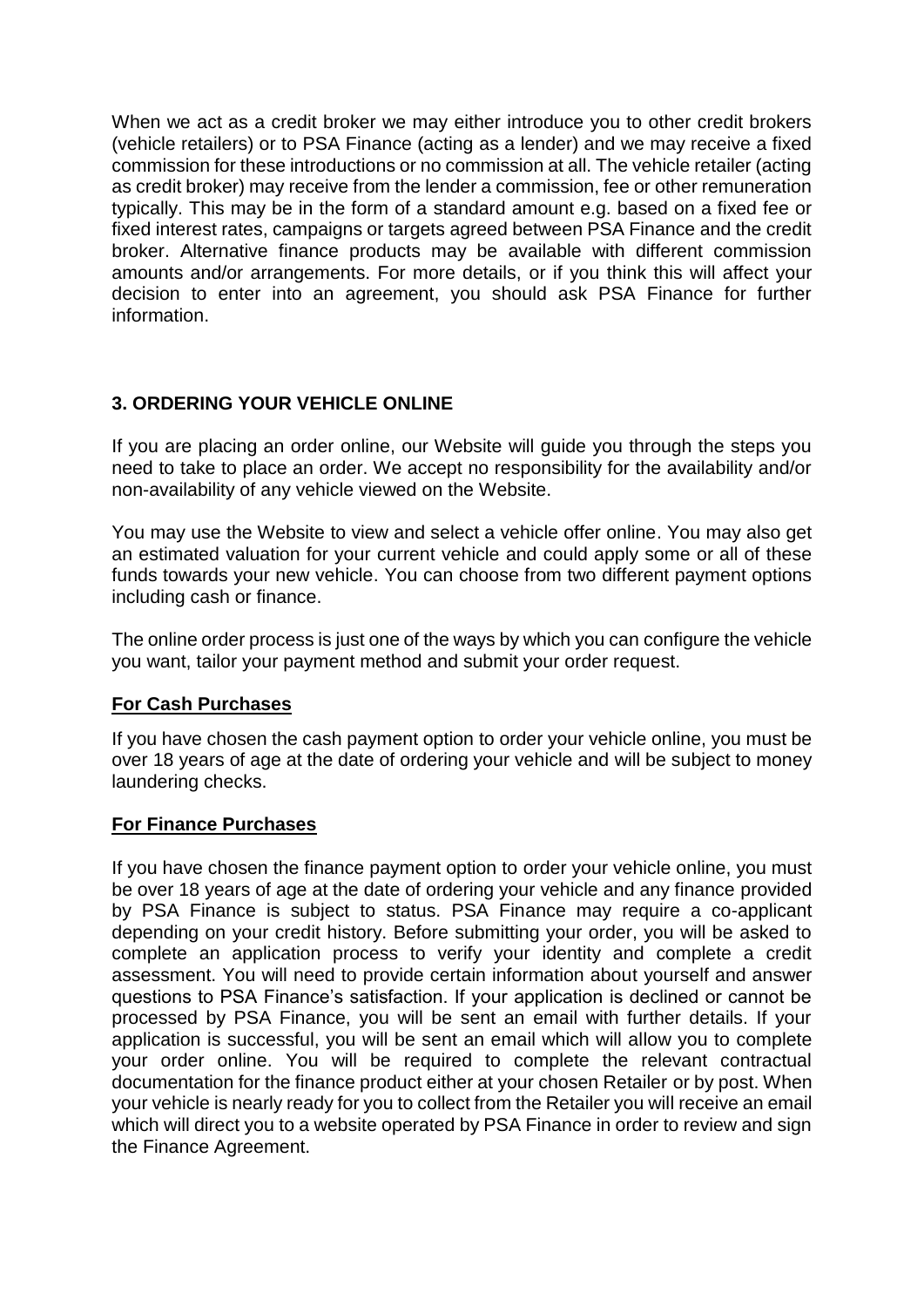When we act as a credit broker we may either introduce you to other credit brokers (vehicle retailers) or to PSA Finance (acting as a lender) and we may receive a fixed commission for these introductions or no commission at all. The vehicle retailer (acting as credit broker) may receive from the lender a commission, fee or other remuneration typically. This may be in the form of a standard amount e.g. based on a fixed fee or fixed interest rates, campaigns or targets agreed between PSA Finance and the credit broker. Alternative finance products may be available with different commission amounts and/or arrangements. For more details, or if you think this will affect your decision to enter into an agreement, you should ask PSA Finance for further information.

## 3. ORDERING YOUR VEHICLE ONLINE

If you are placing an order online, our Website will guide you through the steps you need to take to place an order. We accept no responsibility for the availability and/or non-availability of any vehicle viewed on the Website.

You may use the Website to view and select a vehicle offer online. You may also get an estimated valuation for your current vehicle and could apply some or all of these funds towards your new vehicle. You can choose from two different payment options including cash or finance.

The online order process is just one of the ways by which you can configure the vehicle you want, tailor your payment method and submit your order request.

### For Cash Purchases

If you have chosen the cash payment option to order your vehicle online, you must be over 18 years of age at the date of ordering your vehicle and will be subject to money laundering checks.

### For Finance Purchases

If you have chosen the finance payment option to order your vehicle online, you must be over 18 years of age at the date of ordering your vehicle and any finance provided by PSA Finance is subject to status. PSA Finance may require a co-applicant depending on your credit history. Before submitting your order, you will be asked to complete an application process to verify your identity and complete a credit assessment. You will need to provide certain information about yourself and answer questions to PSA Finance's satisfaction. If your application is declined or cannot be processed by PSA Finance, you will be sent an email with further details. If your application is successful, you will be sent an email which will allow you to complete your order online. You will be required to complete the relevant contractual documentation for the finance product either at your chosen Retailer or by post. When your vehicle is nearly ready for you to collect from the Retailer you will receive an email which will direct you to a website operated by PSA Finance in order to review and sign the Finance Agreement.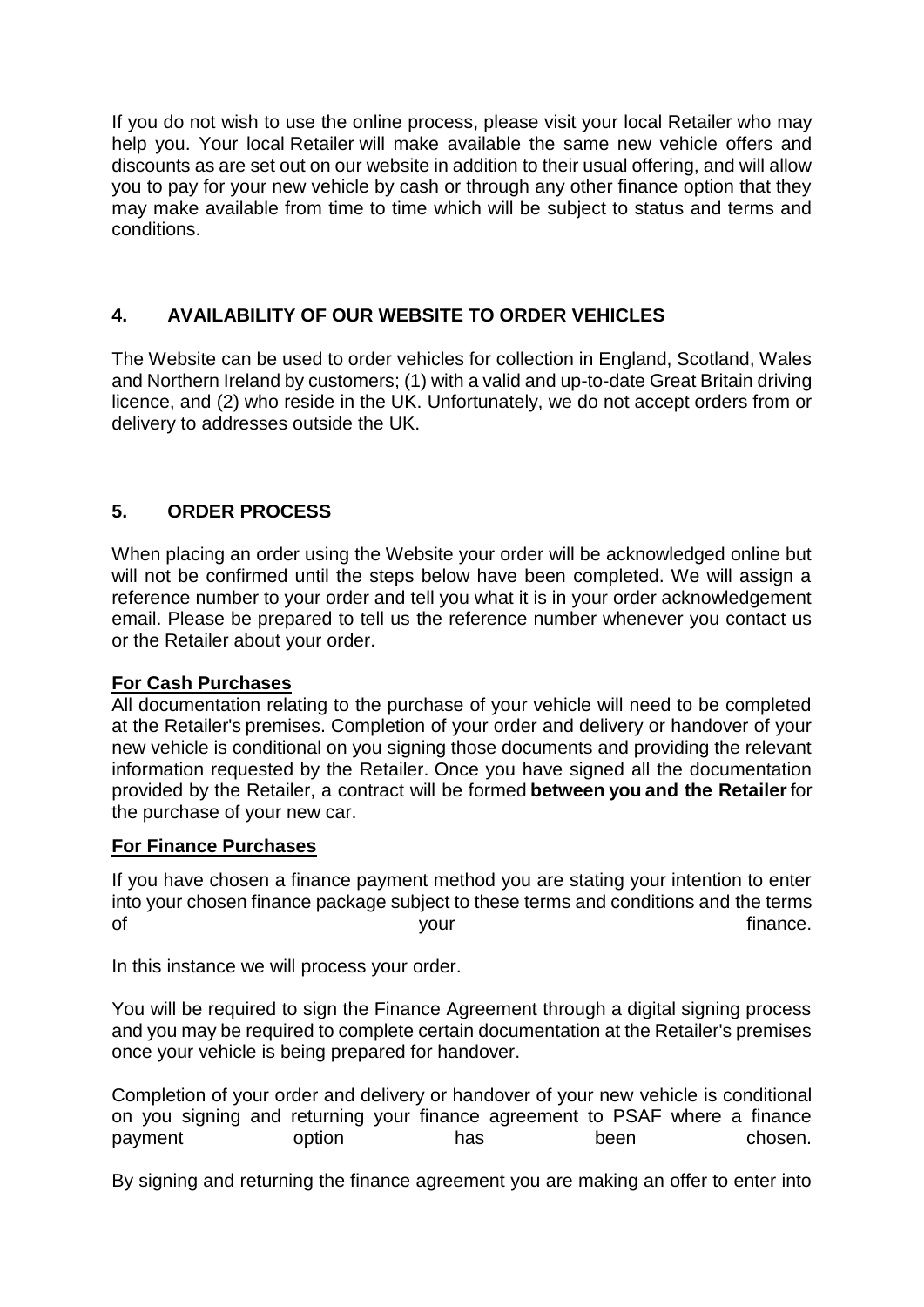If you do not wish to use the online process, please visit your local Retailer who may help you. Your local Retailer will make available the same new vehicle offers and discounts as are set out on our website in addition to their usual offering, and will allow you to pay for your new vehicle by cash or through any other finance option that they may make available from time to time which will be subject to status and terms and conditions.

## 4. AVAILABILITY OF OUR WEBSITE TO ORDER VEHICLES

The Website can be used to order vehicles for collection in England, Scotland, Wales and Northern Ireland by customers; (1) with a valid and up-to-date Great Britain driving licence, and (2) who reside in the UK. Unfortunately, we do not accept orders from or delivery to addresses outside the UK.

## 5. ORDER PROCESS

When placing an order using the Website your order will be acknowledged online but will not be confirmed until the steps below have been completed. We will assign a reference number to your order and tell you what it is in your order acknowledgement email. Please be prepared to tell us the reference number whenever you contact us or the Retailer about your order.

**For Cash Purchases**

All documentation relating to the purchase of your vehicle will need to be completed at the Retailer's premises. Completion of your order and delivery or handover of your new vehicle is conditional on you signing those documents and providing the relevant information requested by the Retailer. Once you have signed all the documentation provided by the Retailer, a contract will be formed **between you and the Retailer** for the purchase of your new car.

**For Finance Purchases**

If you have chosen a finance payment method you are stating your intention to enter into your chosen finance package subject to these terms and conditions and the terms of your finance.

In this instance we will process your order.

You will be required to sign the Finance Agreement through a digital signing process and you may be required to complete certain documentation at the Retailer's premises once your vehicle is being prepared for handover.

Completion of your order and delivery or handover of your new vehicle is conditional on you signing and returning your finance agreement to PSAF where a finance payment option has been chosen.

By signing and returning the finance agreement you are making an offer to enter into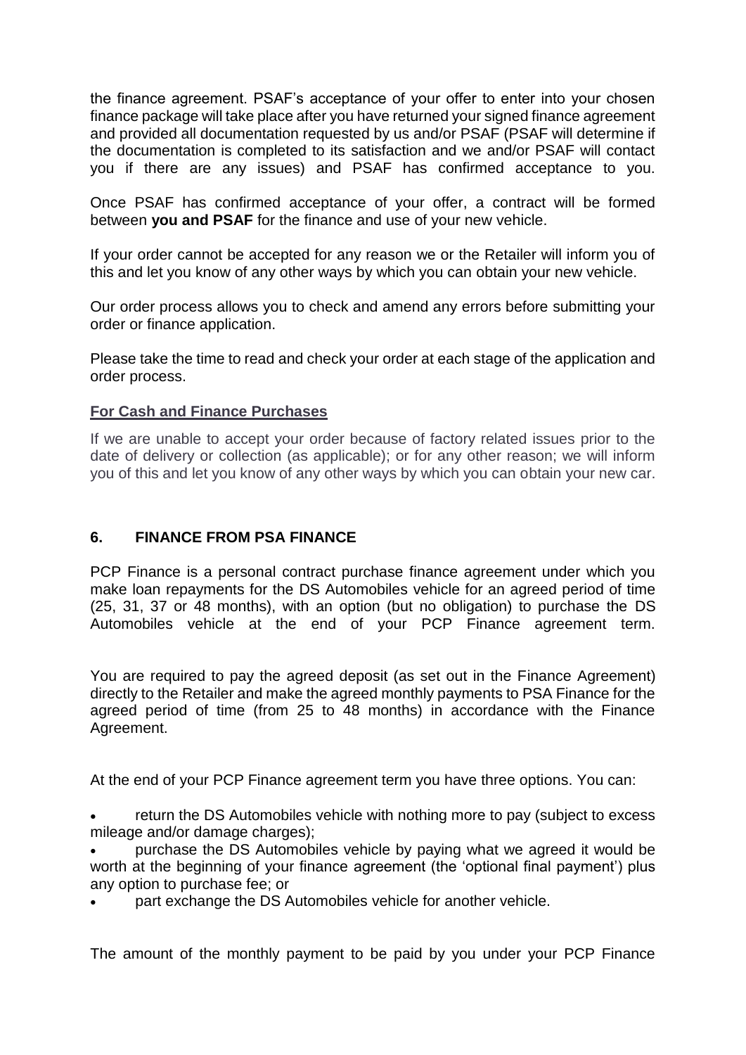the finance agreement. PSAF's acceptance of your offer to enter into your chosen finance package will take place after you have returned your signed finance agreement and provided all documentation requested by us and/or PSAF (PSAF will determine if the documentation is completed to its satisfaction and we and/or PSAF will contact you if there are any issues) and PSAF has confirmed acceptance to you.

Once PSAF has confirmed acceptance of your offer, a contract will be formed between **you and PSAF** for the finance and use of your new vehicle.

If your order cannot be accepted for any reason we or the Retailer will inform you of this and let you know of any other ways by which you can obtain your new vehicle.

Our order process allows you to check and amend any errors before submitting your order or finance application.

Please take the time to read and check your order at each stage of the application and order process.

**For Cash and Finance Purchases**

If we are unable to accept your order because of factory related issues prior to the date of delivery or collection (as applicable); or for any other reason; we will inform you of this and let you know of any other ways by which you can obtain your new car.

## 6. FINANCE FROM PSA FINANCE

PCP Finance is a personal contract purchase finance agreement under which you make loan repayments for the DS Automobiles vehicle for an agreed period of time (25, 31, 37 or 48 months), with an option (but no obligation) to purchase the DS Automobiles vehicle at the end of your PCP Finance agreement term.

You are required to pay the agreed deposit (as set out in the Finance Agreement) directly to the Retailer and make the agreed monthly payments to PSA Finance for the agreed period of time (from 25 to 48 months) in accordance with the Finance Agreement.

At the end of your PCP Finance agreement term you have three options. You can:

- return the DS Automobiles vehicle with nothing more to pay (subject to excess mileage and/or damage charges);
- purchase the DS Automobiles vehicle by paying what we agreed it would be worth at the beginning of your finance agreement (the 'optional final payment') plus any option to purchase fee; or
- part exchange the DS Automobiles vehicle for another vehicle.

The amount of the monthly payment to be paid by you under your PCP Finance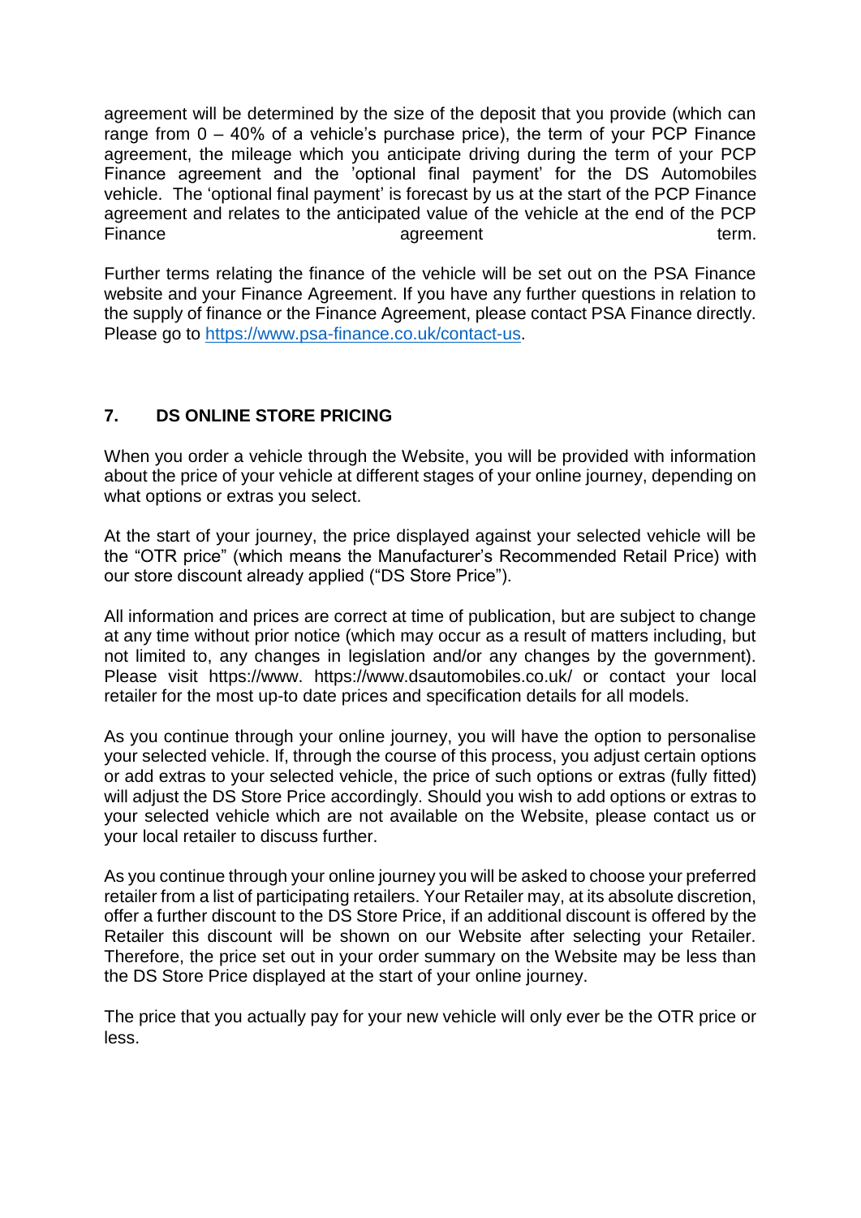agreement will be determined by the size of the deposit that you provide (which can range from 0 – 40% of a vehicle's purchase price), the term of your PCP Finance agreement, the mileage which you anticipate driving during the term of your PCP Finance agreement and the 'optional final payment' for the DS Automobiles vehicle. The 'optional final payment' is forecast by us at the start of the PCP Finance agreement and relates to the anticipated value of the vehicle at the end of the PCP Finance agreement term.

Further terms relating the finance of the vehicle will be set out on the PSA Finance website and your Finance Agreement. If you have any further questions in relation to the supply of finance or the Finance Agreement, please contact PSA Finance directly. Please go to [https://www.psa-finance.co.uk/contact-us](https://www.psa-finance.co.uk/contact-us).

## 7. DS ONLINE STORE PRICING

When you order a vehicle through the Website, you will be provided with information about the price of your vehicle at different stages of your online journey, depending on what options or extras you select.

At the start of your journey, the price displayed against your selected vehicle will be the "OTR price" (which means the Manufacturer's Recommended Retail Price) with our store discount already applied ("DS Store Price").

All information and prices are correct at time of publication, but are subject to change at any time without prior notice (which may occur as a result of matters including, but not limited to, any changes in legislation and/or any changes by the government). Please visit https://www. https://www.dsautomobiles.co.uk/ or contact your local retailer for the most up-to date prices and specification details for all models.

As you continue through your online journey, you will have the option to personalise your selected vehicle. If, through the course of this process, you adjust certain options or add extras to your selected vehicle, the price of such options or extras (fully fitted) will adjust the DS Store Price accordingly. Should you wish to add options or extras to your selected vehicle which are not available on the Website, please contact us or your local retailer to discuss further.

As you continue through your online journey you will be asked to choose your preferred retailer from a list of participating retailers. Your Retailer may, at its absolute discretion, offer a further discount to the DS Store Price, if an additional discount is offered by the Retailer this discount will be shown on our Website after selecting your Retailer. Therefore, the price set out in your order summary on the Website may be less than the DS Store Price displayed at the start of your online journey.

The price that you actually pay for your new vehicle will only ever be the OTR price or less.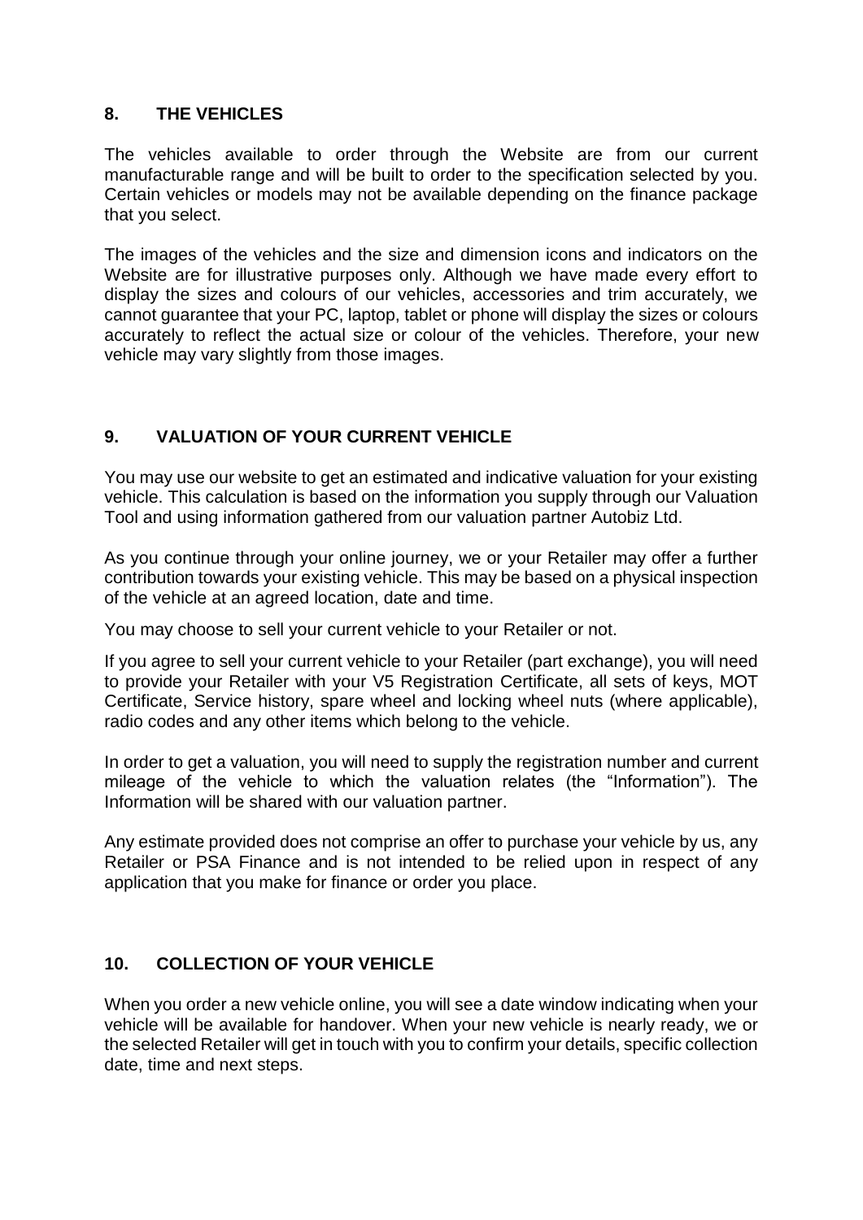## 8. THE VEHICLES

The vehicles available to order through the Website are from our current manufacturable range and will be built to order to the specification selected by you. Certain vehicles or models may not be available depending on the finance package that you select.

The images of the vehicles and the size and dimension icons and indicators on the Website are for illustrative purposes only. Although we have made every effort to display the sizes and colours of our vehicles, accessories and trim accurately, we cannot guarantee that your PC, laptop, tablet or phone will display the sizes or colours accurately to reflect the actual size or colour of the vehicles. Therefore, your new vehicle may vary slightly from those images.

## 9. VALUATION OF YOUR CURRENT VEHICLE

You may use our website to get an estimated and indicative valuation for your existing vehicle. This calculation is based on the information you supply through our Valuation Tool and using information gathered from our valuation partner Autobiz Ltd.

As you continue through your online journey, we or your Retailer may offer a further contribution towards your existing vehicle. This may be based on a physical inspection of the vehicle at an agreed location, date and time.

You may choose to sell your current vehicle to your Retailer or not.

If you agree to sell your current vehicle to your Retailer (part exchange), you will need to provide your Retailer with your V5 Registration Certificate, all sets of keys, MOT Certificate, Service history, spare wheel and locking wheel nuts (where applicable), radio codes and any other items which belong to the vehicle.

In order to get a valuation, you will need to supply the registration number and current mileage of the vehicle to which the valuation relates (the "Information"). The Information will be shared with our valuation partner.

Any estimate provided does not comprise an offer to purchase your vehicle by us, any Retailer or PSA Finance and is not intended to be relied upon in respect of any application that you make for finance or order you place.

## 10. COLLECTION OF YOUR VEHICLE

When you order a new vehicle online, you will see a date window indicating when your vehicle will be available for handover. When your new vehicle is nearly ready, we or the selected Retailer will get in touch with you to confirm your details, specific collection date, time and next steps.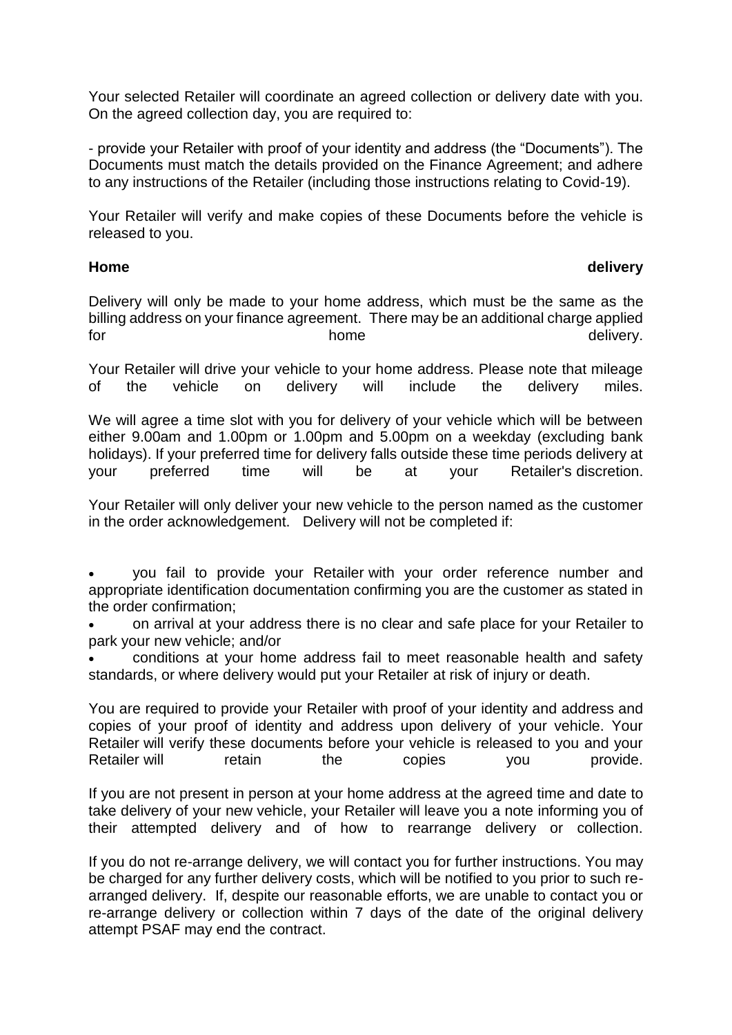Your selected Retailer will coordinate an agreed collection or delivery date with you. On the agreed collection day, you are required to:

- provide your Retailer with proof of your identity and address (the "Documents"). The Documents must match the details provided on the Finance Agreement; and adhere to any instructions of the Retailer (including those instructions relating to Covid-19).

Your Retailer will verify and make copies of these Documents before the vehicle is released to you.

**Home delivery**

Delivery will only be made to your home address, which must be the same as the billing address on your finance agreement. There may be an additional charge applied for home delivery.

Your Retailer will drive your vehicle to your home address. Please note that mileage of the vehicle on delivery will include the delivery miles.

We will agree a time slot with you for delivery of your vehicle which will be between either 9.00am and 1.00pm or 1.00pm and 5.00pm on a weekday (excluding bank holidays). If your preferred time for delivery falls outside these time periods delivery at your preferred time will be at your Retailer's discretion.

Your Retailer will only deliver your new vehicle to the person named as the customer in the order acknowledgement. Delivery will not be completed if:

- you fail to provide your Retailer with your order reference number and appropriate identification documentation confirming you are the customer as stated in the order confirmation;
- on arrival at your address there is no clear and safe place for your Retailer to park your new vehicle; and/or
- conditions at your home address fail to meet reasonable health and safety standards, or where delivery would put your Retailer at risk of injury or death.

You are required to provide your Retailer with proof of your identity and address and copies of your proof of identity and address upon delivery of your vehicle. Your Retailer will verify these documents before your vehicle is released to you and your Retailer will retain the copies you provide.

If you are not present in person at your home address at the agreed time and date to take delivery of your new vehicle, your Retailer will leave you a note informing you of their attempted delivery and of how to rearrange delivery or collection.

If you do not re-arrange delivery, we will contact you for further instructions. You may be charged for any further delivery costs, which will be notified to you prior to such re-arranged delivery. If, despite our reasonable efforts, we are unable to contact you or re-arrange delivery or collection within 7 days of the date of the original delivery attempt PSAF may end the contract.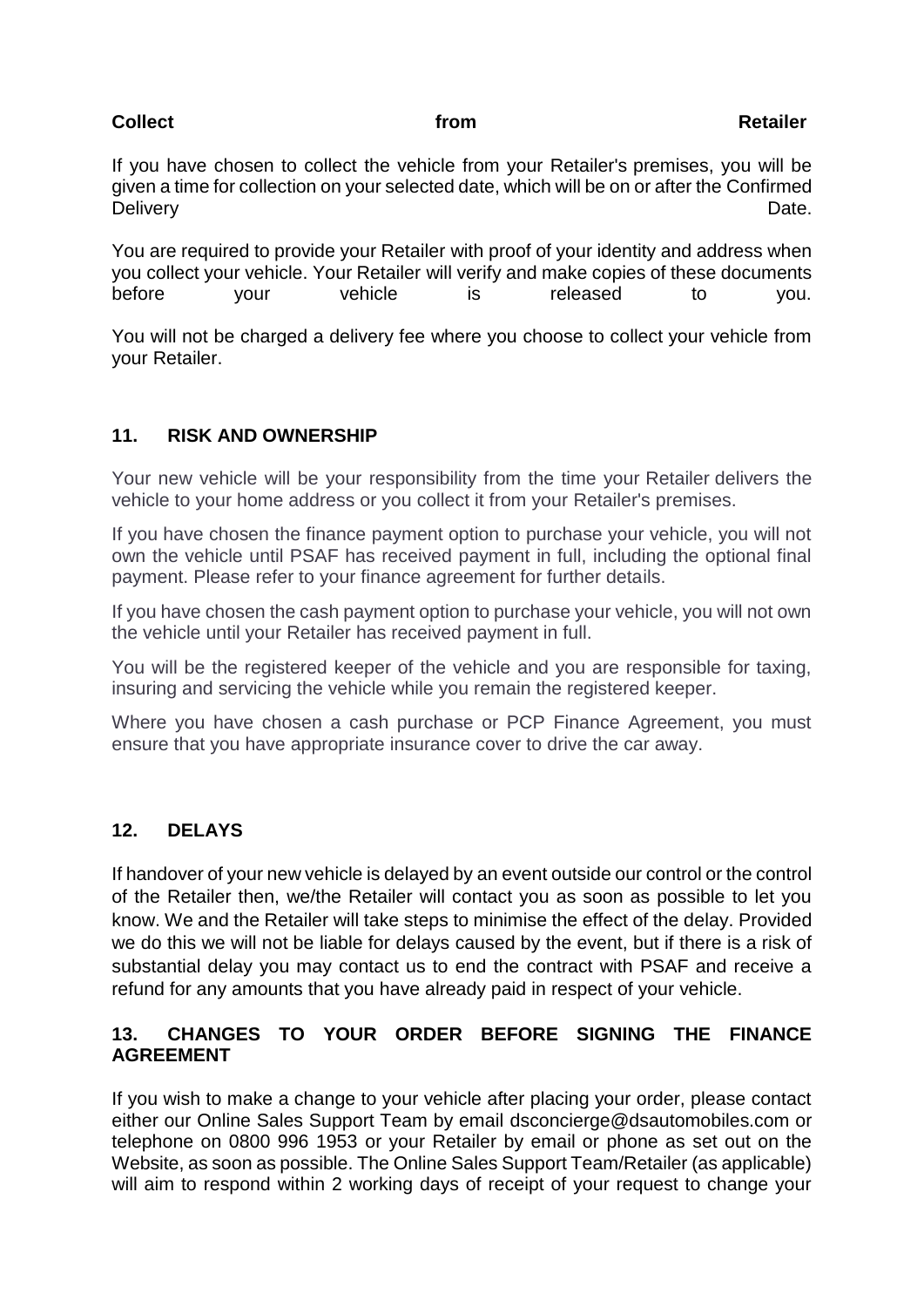**Collect from Retailer**

If you have chosen to collect the vehicle from your Retailer's premises, you will be given a time for collection on your selected date, which will be on or after the Confirmed Delivery Date.

You are required to provide your Retailer with proof of your identity and address when you collect your vehicle. Your Retailer will verify and make copies of these documents before your vehicle is released to you.

You will not be charged a delivery fee where you choose to collect your vehicle from your Retailer.

## 11. RISK AND OWNERSHIP

Your new vehicle will be your responsibility from the time your Retailer delivers the vehicle to your home address or you collect it from your Retailer's premises.

If you have chosen the finance payment option to purchase your vehicle, you will not own the vehicle until PSAF has received payment in full, including the optional final payment. Please refer to your finance agreement for further details.

If you have chosen the cash payment option to purchase your vehicle, you will not own the vehicle until your Retailer has received payment in full.

You will be the registered keeper of the vehicle and you are responsible for taxing, insuring and servicing the vehicle while you remain the registered keeper.

Where you have chosen a cash purchase or PCP Finance Agreement, you must ensure that you have appropriate insurance cover to drive the car away.

## 12. DELAYS

If handover of your new vehicle is delayed by an event outside our control or the control of the Retailer then, we/the Retailer will contact you as soon as possible to let you know. We and the Retailer will take steps to minimise the effect of the delay. Provided we do this we will not be liable for delays caused by the event, but if there is a risk of substantial delay you may contact us to end the contract with PSAF and receive a refund for any amounts that you have already paid in respect of your vehicle.

## 13. CHANGES TO YOUR ORDER BEFORE SIGNING THE FINANCE AGREEMENT

If you wish to make a change to your vehicle after placing your order, please contact either our Online Sales Support Team by email dsconcierge@dsautomobiles.com or telephone on 0800 996 1953 or your Retailer by email or phone as set out on the Website, as soon as possible. The Online Sales Support Team/Retailer (as applicable) will aim to respond within 2 working days of receipt of your request to change your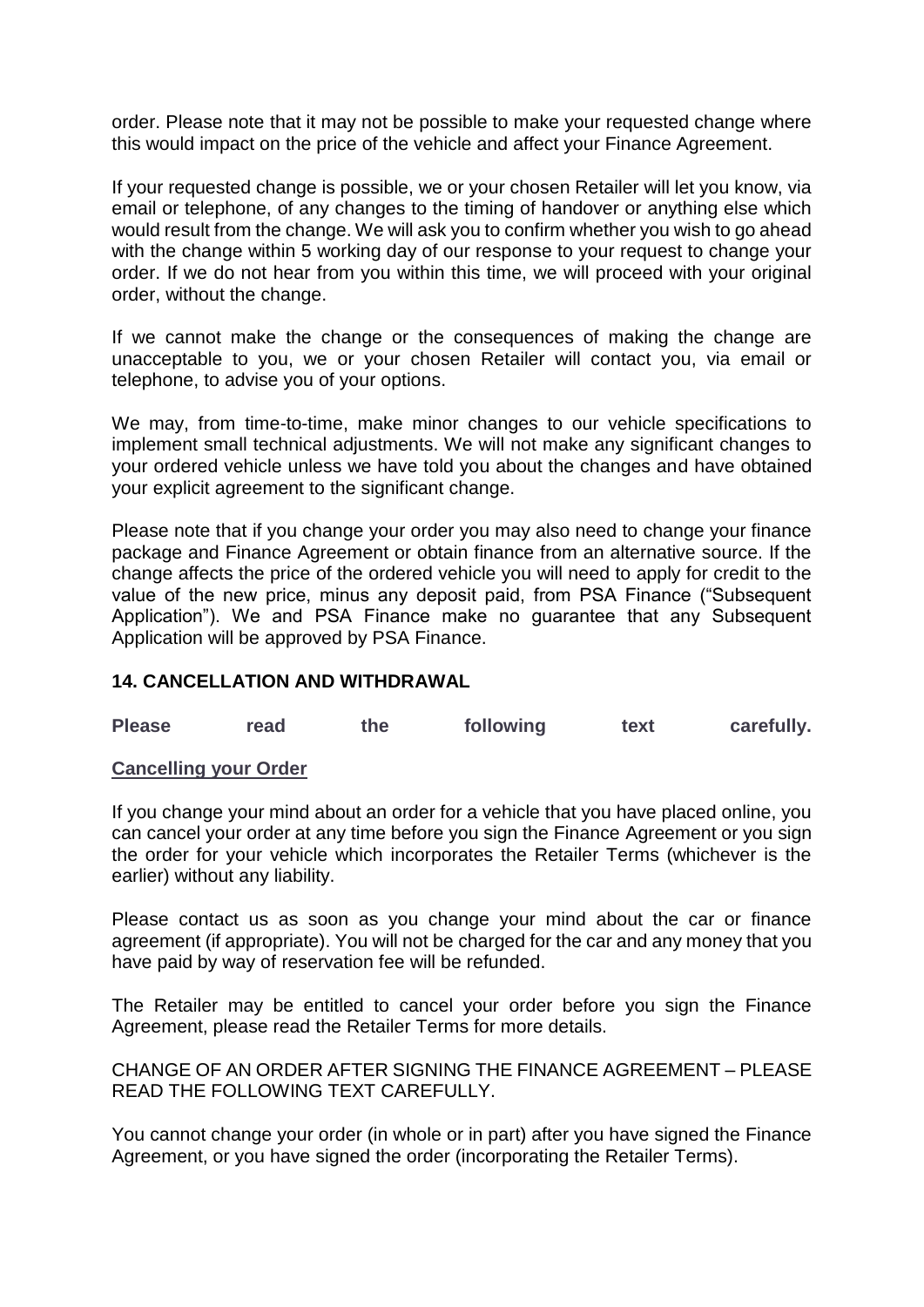order. Please note that it may not be possible to make your requested change where this would impact on the price of the vehicle and affect your Finance Agreement.

If your requested change is possible, we or your chosen Retailer will let you know, via email or telephone, of any changes to the timing of handover or anything else which would result from the change. We will ask you to confirm whether you wish to go ahead with the change within 5 working day of our response to your request to change your order. If we do not hear from you within this time, we will proceed with your original order, without the change.

If we cannot make the change or the consequences of making the change are unacceptable to you, we or your chosen Retailer will contact you, via email or telephone, to advise you of your options.

We may, from time-to-time, make minor changes to our vehicle specifications to implement small technical adjustments. We will not make any significant changes to your ordered vehicle unless we have told you about the changes and have obtained your explicit agreement to the significant change.

Please note that if you change your order you may also need to change your finance package and Finance Agreement or obtain finance from an alternative source. If the change affects the price of the ordered vehicle you will need to apply for credit to the value of the new price, minus any deposit paid, from PSA Finance ("Subsequent Application"). We and PSA Finance make no guarantee that any Subsequent Application will be approved by PSA Finance.

## 14. CANCELLATION AND WITHDRAWAL

**Please read the following text carefully.**

**Cancelling your Order**

If you change your mind about an order for a vehicle that you have placed online, you can cancel your order at any time before you sign the Finance Agreement or you sign the order for your vehicle which incorporates the Retailer Terms (whichever is the earlier) without any liability.

Please contact us as soon as you change your mind about the car or finance agreement (if appropriate). You will not be charged for the car and any money that you have paid by way of reservation fee will be refunded.

The Retailer may be entitled to cancel your order before you sign the Finance Agreement, please read the Retailer Terms for more details.

CHANGE OF AN ORDER AFTER SIGNING THE FINANCE AGREEMENT – PLEASE READ THE FOLLOWING TEXT CAREFULLY.

You cannot change your order (in whole or in part) after you have signed the Finance Agreement, or you have signed the order (incorporating the Retailer Terms).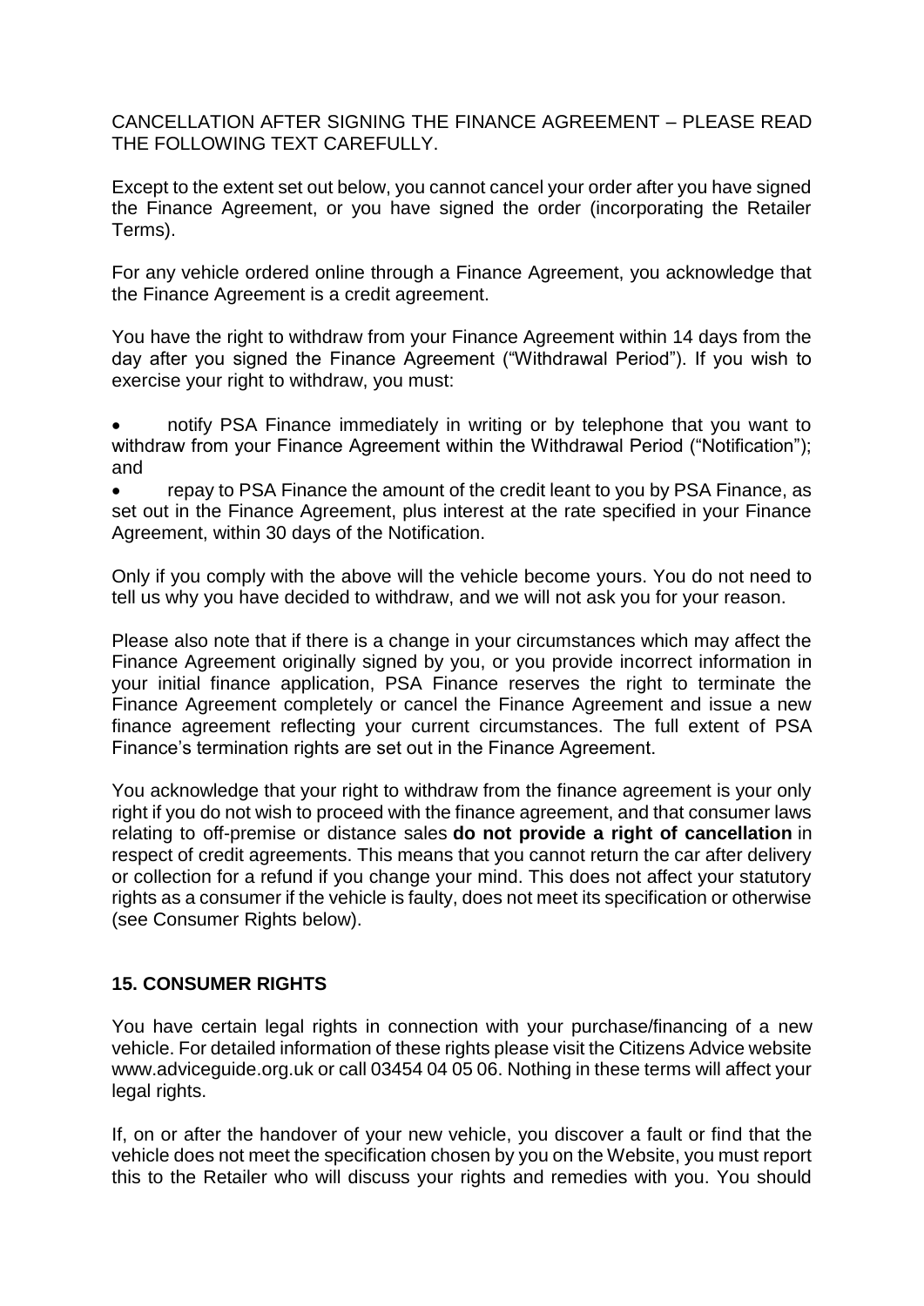CANCELLATION AFTER SIGNING THE FINANCE AGREEMENT – PLEASE READ THE FOLLOWING TEXT CAREFULLY.

Except to the extent set out below, you cannot cancel your order after you have signed the Finance Agreement, or you have signed the order (incorporating the Retailer Terms).

For any vehicle ordered online through a Finance Agreement, you acknowledge that the Finance Agreement is a credit agreement.

You have the right to withdraw from your Finance Agreement within 14 days from the day after you signed the Finance Agreement ("Withdrawal Period"). If you wish to exercise your right to withdraw, you must:

- notify PSA Finance immediately in writing or by telephone that you want to withdraw from your Finance Agreement within the Withdrawal Period ("Notification"); and
- repay to PSA Finance the amount of the credit leant to you by PSA Finance, as set out in the Finance Agreement, plus interest at the rate specified in your Finance Agreement, within 30 days of the Notification.

Only if you comply with the above will the vehicle become yours. You do not need to tell us why you have decided to withdraw, and we will not ask you for your reason.

Please also note that if there is a change in your circumstances which may affect the Finance Agreement originally signed by you, or you provide incorrect information in your initial finance application, PSA Finance reserves the right to terminate the Finance Agreement completely or cancel the Finance Agreement and issue a new finance agreement reflecting your current circumstances. The full extent of PSA Finance's termination rights are set out in the Finance Agreement.

You acknowledge that your right to withdraw from the finance agreement is your only right if you do not wish to proceed with the finance agreement, and that consumer laws relating to off-premise or distance sales **do not provide a right of cancellation** in respect of credit agreements. This means that you cannot return the car after delivery or collection for a refund if you change your mind. This does not affect your statutory rights as a consumer if the vehicle is faulty, does not meet its specification or otherwise (see Consumer Rights below).

## 15. CONSUMER RIGHTS

You have certain legal rights in connection with your purchase/financing of a new vehicle. For detailed information of these rights please visit the Citizens Advice website www.adviceguide.org.uk or call 03454 04 05 06. Nothing in these terms will affect your legal rights.

If, on or after the handover of your new vehicle, you discover a fault or find that the vehicle does not meet the specification chosen by you on the Website, you must report this to the Retailer who will discuss your rights and remedies with you. You should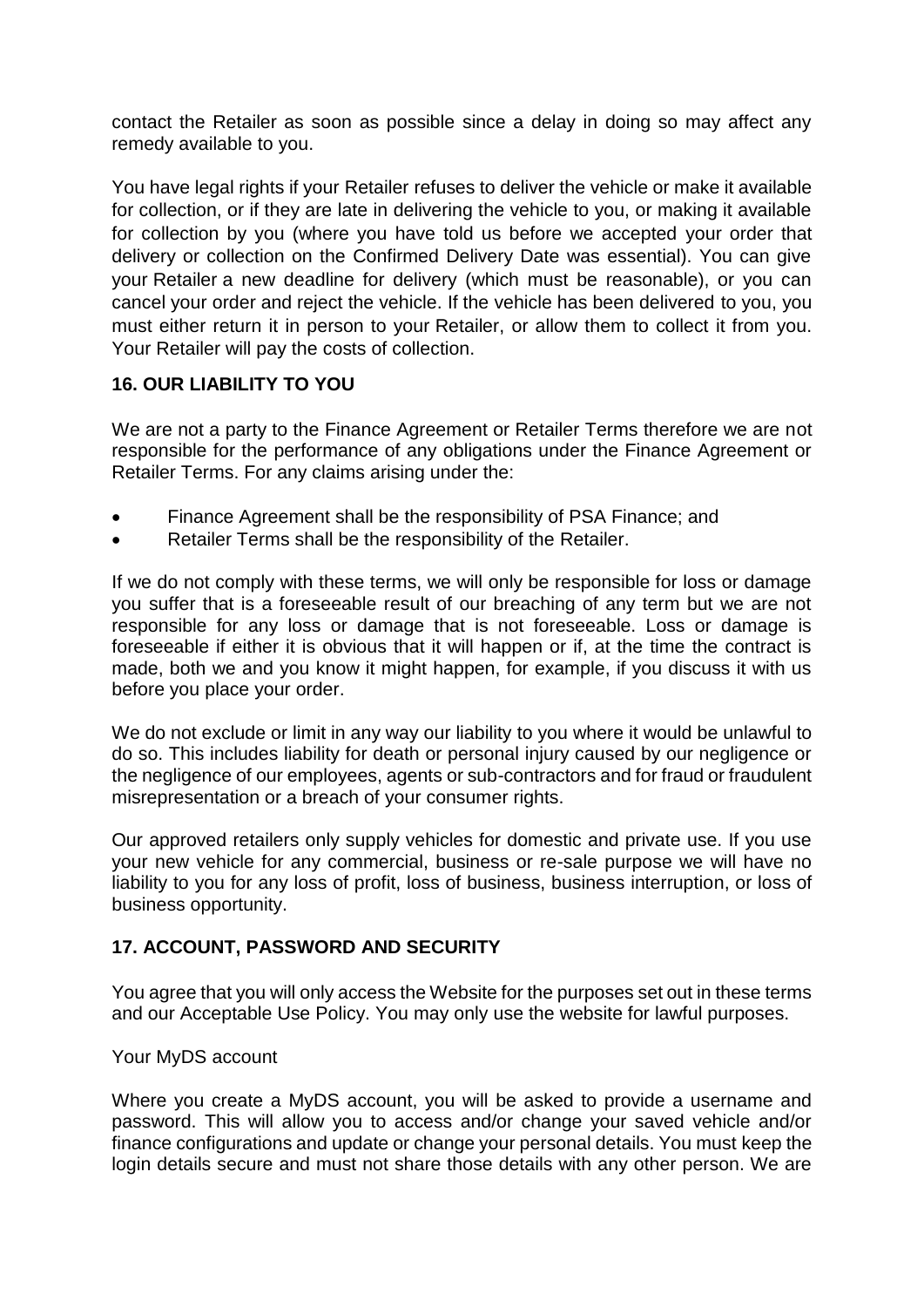contact the Retailer as soon as possible since a delay in doing so may affect any remedy available to you.

You have legal rights if your Retailer refuses to deliver the vehicle or make it available for collection, or if they are late in delivering the vehicle to you, or making it available for collection by you (where you have told us before we accepted your order that delivery or collection on the Confirmed Delivery Date was essential). You can give your Retailer a new deadline for delivery (which must be reasonable), or you can cancel your order and reject the vehicle. If the vehicle has been delivered to you, you must either return it in person to your Retailer, or allow them to collect it from you. Your Retailer will pay the costs of collection.

## 16. OUR LIABILITY TO YOU

We are not a party to the Finance Agreement or Retailer Terms therefore we are not responsible for the performance of any obligations under the Finance Agreement or Retailer Terms. For any claims arising under the:

- Finance Agreement shall be the responsibility of PSA Finance; and
- Retailer Terms shall be the responsibility of the Retailer.

If we do not comply with these terms, we will only be responsible for loss or damage you suffer that is a foreseeable result of our breaching of any term but we are not responsible for any loss or damage that is not foreseeable. Loss or damage is foreseeable if either it is obvious that it will happen or if, at the time the contract is made, both we and you know it might happen, for example, if you discuss it with us before you place your order.

We do not exclude or limit in any way our liability to you where it would be unlawful to do so. This includes liability for death or personal injury caused by our negligence or the negligence of our employees, agents or sub-contractors and for fraud or fraudulent misrepresentation or a breach of your consumer rights.

Our approved retailers only supply vehicles for domestic and private use. If you use your new vehicle for any commercial, business or re-sale purpose we will have no liability to you for any loss of profit, loss of business, business interruption, or loss of business opportunity.

## 17. ACCOUNT, PASSWORD AND SECURITY

You agree that you will only access the Website for the purposes set out in these terms and our Acceptable Use Policy. You may only use the website for lawful purposes.

Your MyDS account

Where you create a MyDS account, you will be asked to provide a username and password. This will allow you to access and/or change your saved vehicle and/or finance configurations and update or change your personal details. You must keep the login details secure and must not share those details with any other person. We are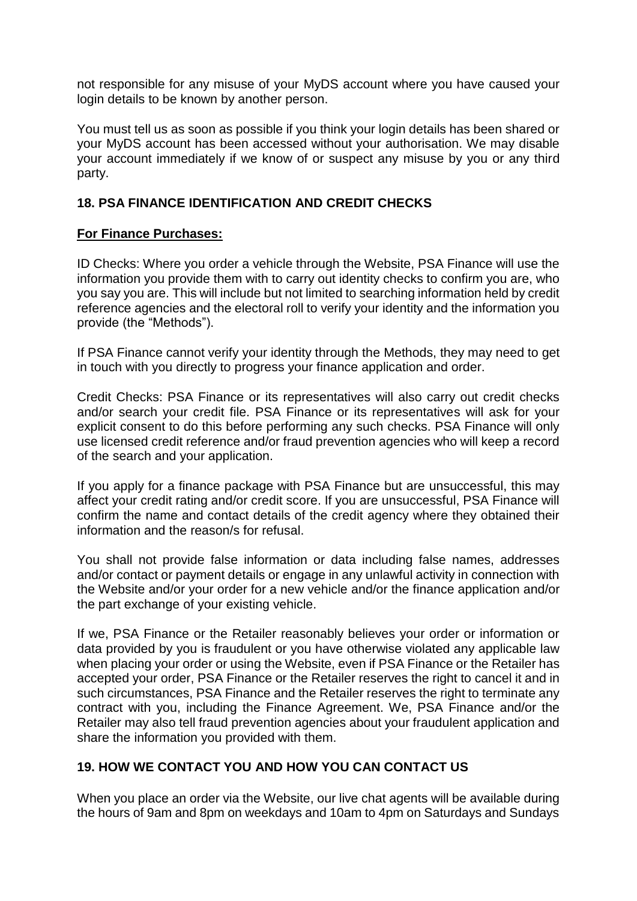not responsible for any misuse of your MyDS account where you have caused your login details to be known by another person.

You must tell us as soon as possible if you think your login details has been shared or your MyDS account has been accessed without your authorisation. We may disable your account immediately if we know of or suspect any misuse by you or any third party.

## 18. PSA FINANCE IDENTIFICATION AND CREDIT CHECKS

**For Finance Purchases:**

ID Checks: Where you order a vehicle through the Website, PSA Finance will use the information you provide them with to carry out identity checks to confirm you are, who you say you are. This will include but not limited to searching information held by credit reference agencies and the electoral roll to verify your identity and the information you provide (the "Methods").

If PSA Finance cannot verify your identity through the Methods, they may need to get in touch with you directly to progress your finance application and order.

Credit Checks: PSA Finance or its representatives will also carry out credit checks and/or search your credit file. PSA Finance or its representatives will ask for your explicit consent to do this before performing any such checks. PSA Finance will only use licensed credit reference and/or fraud prevention agencies who will keep a record of the search and your application.

If you apply for a finance package with PSA Finance but are unsuccessful, this may affect your credit rating and/or credit score. If you are unsuccessful, PSA Finance will confirm the name and contact details of the credit agency where they obtained their information and the reason/s for refusal.

You shall not provide false information or data including false names, addresses and/or contact or payment details or engage in any unlawful activity in connection with the Website and/or your order for a new vehicle and/or the finance application and/or the part exchange of your existing vehicle.

If we, PSA Finance or the Retailer reasonably believes your order or information or data provided by you is fraudulent or you have otherwise violated any applicable law when placing your order or using the Website, even if PSA Finance or the Retailer has accepted your order, PSA Finance or the Retailer reserves the right to cancel it and in such circumstances, PSA Finance and the Retailer reserves the right to terminate any contract with you, including the Finance Agreement. We, PSA Finance and/or the Retailer may also tell fraud prevention agencies about your fraudulent application and share the information you provided with them.

## 19. HOW WE CONTACT YOU AND HOW YOU CAN CONTACT US

When you place an order via the Website, our live chat agents will be available during the hours of 9am and 8pm on weekdays and 10am to 4pm on Saturdays and Sundays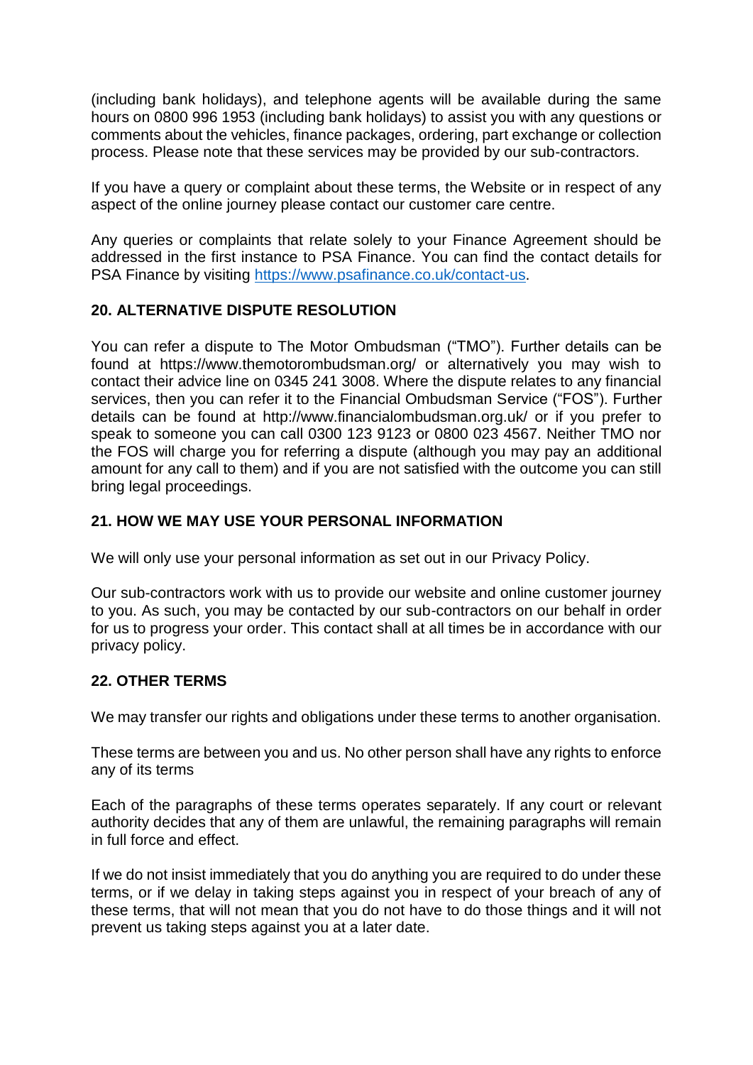(including bank holidays), and telephone agents will be available during the same hours on 0800 996 1953 (including bank holidays) to assist you with any questions or comments about the vehicles, finance packages, ordering, part exchange or collection process. Please note that these services may be provided by our sub-contractors.

If you have a query or complaint about these terms, the Website or in respect of any aspect of the online journey please contact our customer care centre.

Any queries or complaints that relate solely to your Finance Agreement should be addressed in the first instance to PSA Finance. You can find the contact details for PSA Finance by visiting [https://www.psafinance.co.uk/contact-us](https://www.psafinance.co.uk/contact-us).

## 20. ALTERNATIVE DISPUTE RESOLUTION

You can refer a dispute to The Motor Ombudsman ("TMO"). Further details can be found at https://www.themotorombudsman.org/ or alternatively you may wish to contact their advice line on 0345 241 3008. Where the dispute relates to any financial services, then you can refer it to the Financial Ombudsman Service ("FOS"). Further details can be found at http://www.financialombudsman.org.uk/ or if you prefer to speak to someone you can call 0300 123 9123 or 0800 023 4567. Neither TMO nor the FOS will charge you for referring a dispute (although you may pay an additional amount for any call to them) and if you are not satisfied with the outcome you can still bring legal proceedings.

## 21. HOW WE MAY USE YOUR PERSONAL INFORMATION

We will only use your personal information as set out in our Privacy Policy.

Our sub-contractors work with us to provide our website and online customer journey to you. As such, you may be contacted by our sub-contractors on our behalf in order for us to progress your order. This contact shall at all times be in accordance with our privacy policy.

## 22. OTHER TERMS

We may transfer our rights and obligations under these terms to another organisation.

These terms are between you and us. No other person shall have any rights to enforce any of its terms

Each of the paragraphs of these terms operates separately. If any court or relevant authority decides that any of them are unlawful, the remaining paragraphs will remain in full force and effect.

If we do not insist immediately that you do anything you are required to do under these terms, or if we delay in taking steps against you in respect of your breach of any of these terms, that will not mean that you do not have to do those things and it will not prevent us taking steps against you at a later date.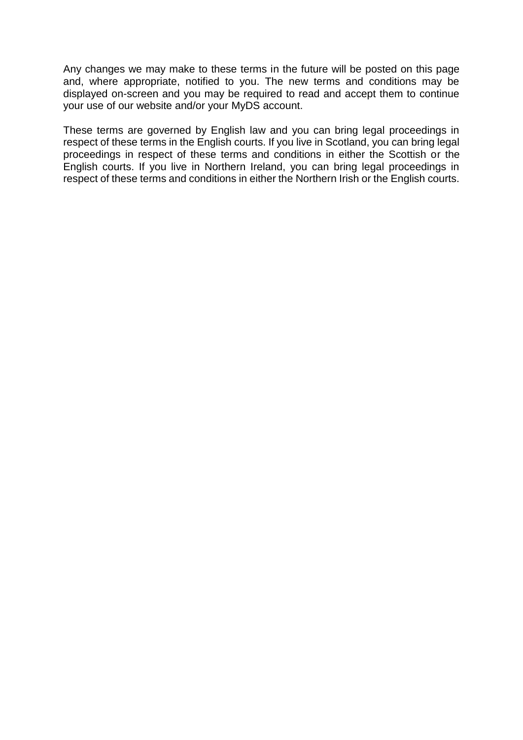Any changes we may make to these terms in the future will be posted on this page and, where appropriate, notified to you. The new terms and conditions may be displayed on-screen and you may be required to read and accept them to continue your use of our website and/or your MyDS account.

These terms are governed by English law and you can bring legal proceedings in respect of these terms in the English courts. If you live in Scotland, you can bring legal proceedings in respect of these terms and conditions in either the Scottish or the English courts. If you live in Northern Ireland, you can bring legal proceedings in respect of these terms and conditions in either the Northern Irish or the English courts.